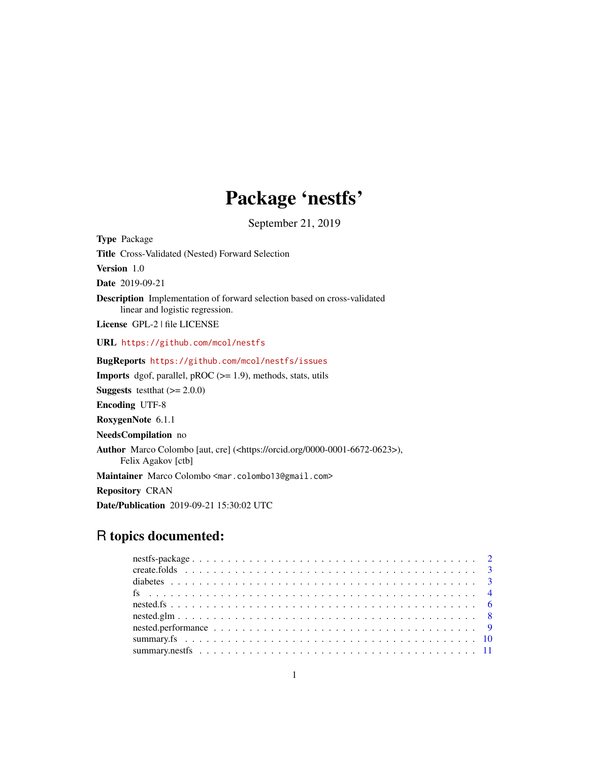# Package 'nestfs'

September 21, 2019

**Type** Package

**Title** Cross-Validated (Nested) Forward Selection

**Version** 1.0

**Date** 2019-09-21

**Description** Implementation of forward selection based on cross-validated linear and logistic regression.

**License** GPL-2 | file LICENSE

**URL** https://github.com/mcol/nestfs

**BugReports** https://github.com/mcol/nestfs/issues

**Imports** dgof, parallel, pROC (>= 1.9), methods, stats, utils

**Suggests** testthat (>= 2.0.0)

**Encoding** UTF-8

**RoxygenNote** 6.1.1

**NeedsCompilation** no

**Author** Marco Colombo [aut, cre] (<https://orcid.org/0000-0001-6672-0623>), Felix Agakov [ctb]

**Maintainer** Marco Colombo <mar.colombo13@gmail.com>

**Repository** CRAN

**Date/Publication** 2019-09-21 15:30:02 UTC

## R topics documented:

- nestfs-package . . . . . . . . . . . . . . . . . . . . . . . . . . . . . . . . . . . . . . . 2
- create.folds . . . . . . . . . . . . . . . . . . . . . . . . . . . . . . . . . . . . . . . . 3
- diabetes . . . . . . . . . . . . . . . . . . . . . . . . . . . . . . . . . . . . . . . . . . 3
- fs . . . . . . . . . . . . . . . . . . . . . . . . . . . . . . . . . . . . . . . . . . . . . . 4
- nested.fs . . . . . . . . . . . . . . . . . . . . . . . . . . . . . . . . . . . . . . . . . . 6
- nested.glm . . . . . . . . . . . . . . . . . . . . . . . . . . . . . . . . . . . . . . . . . 8
- nested.performance . . . . . . . . . . . . . . . . . . . . . . . . . . . . . . . . . . . . 9
- summary.fs . . . . . . . . . . . . . . . . . . . . . . . . . . . . . . . . . . . . . . . . 10
- summary.nestfs . . . . . . . . . . . . . . . . . . . . . . . . . . . . . . . . . . . . . . 11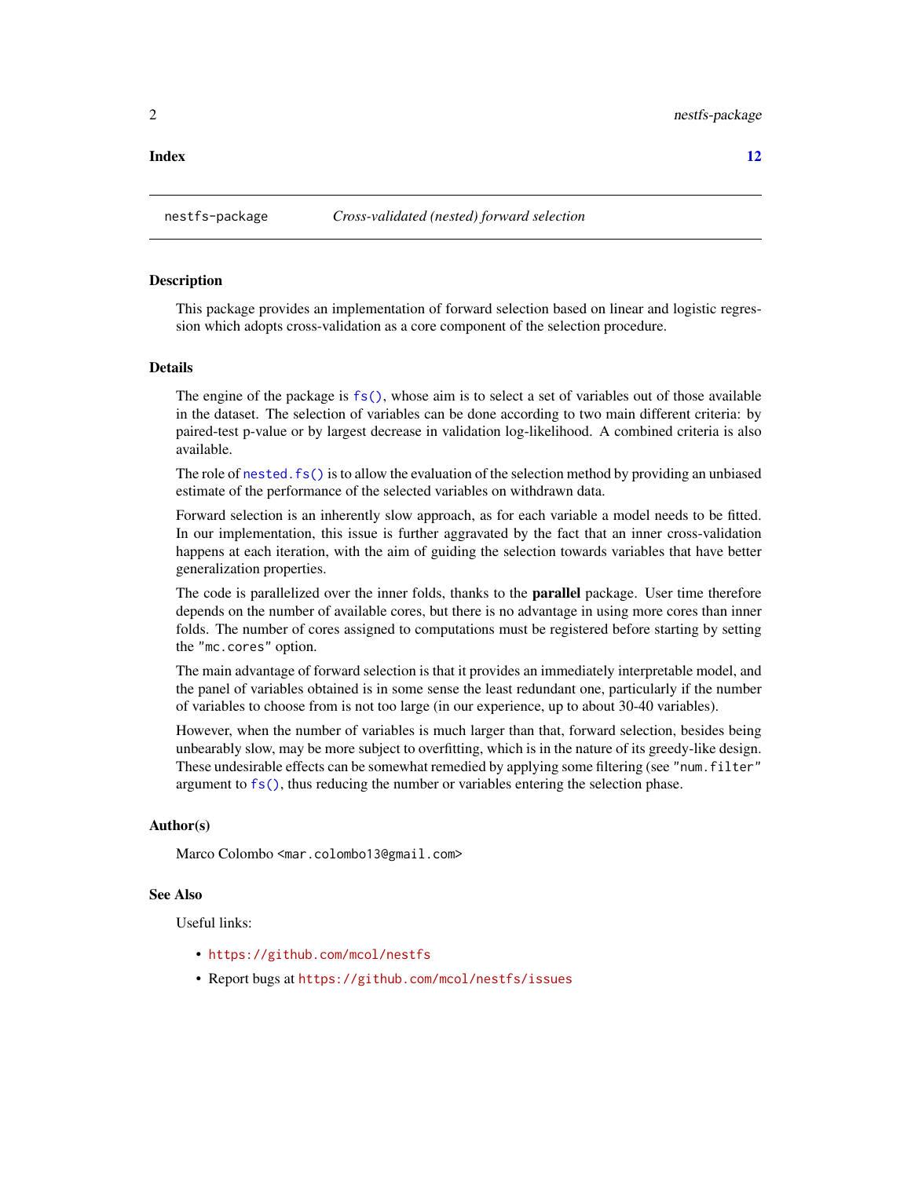**Index** **12**

---

`nestfs-package` *Cross-validated (nested) forward selection*

---

### Description

This package provides an implementation of forward selection based on linear and logistic regression which adopts cross-validation as a core component of the selection procedure.

### Details

The engine of the package is `fs()`, whose aim is to select a set of variables out of those available in the dataset. The selection of variables can be done according to two main different criteria: by paired-test p-value or by largest decrease in validation log-likelihood. A combined criteria is also available.

The role of `nested.fs()` is to allow the evaluation of the selection method by providing an unbiased estimate of the performance of the selected variables on withdrawn data.

Forward selection is an inherently slow approach, as for each variable a model needs to be fitted. In our implementation, this issue is further aggravated by the fact that an inner cross-validation happens at each iteration, with the aim of guiding the selection towards variables that have better generalization properties.

The code is parallelized over the inner folds, thanks to the **parallel** package. User time therefore depends on the number of available cores, but there is no advantage in using more cores than inner folds. The number of cores assigned to computations must be registered before starting by setting the `"mc.cores"` option.

The main advantage of forward selection is that it provides an immediately interpretable model, and the panel of variables obtained is in some sense the least redundant one, particularly if the number of variables to choose from is not too large (in our experience, up to about 30-40 variables).

However, when the number of variables is much larger than that, forward selection, besides being unbearably slow, may be more subject to overfitting, which is in the nature of its greedy-like design. These undesirable effects can be somewhat remedied by applying some filtering (see `"num.filter"` argument to `fs()`, thus reducing the number or variables entering the selection phase.

### Author(s)

Marco Colombo <`mar.colombo13@gmail.com`>

### See Also

Useful links:

- https://github.com/mcol/nestfs
- Report bugs at https://github.com/mcol/nestfs/issues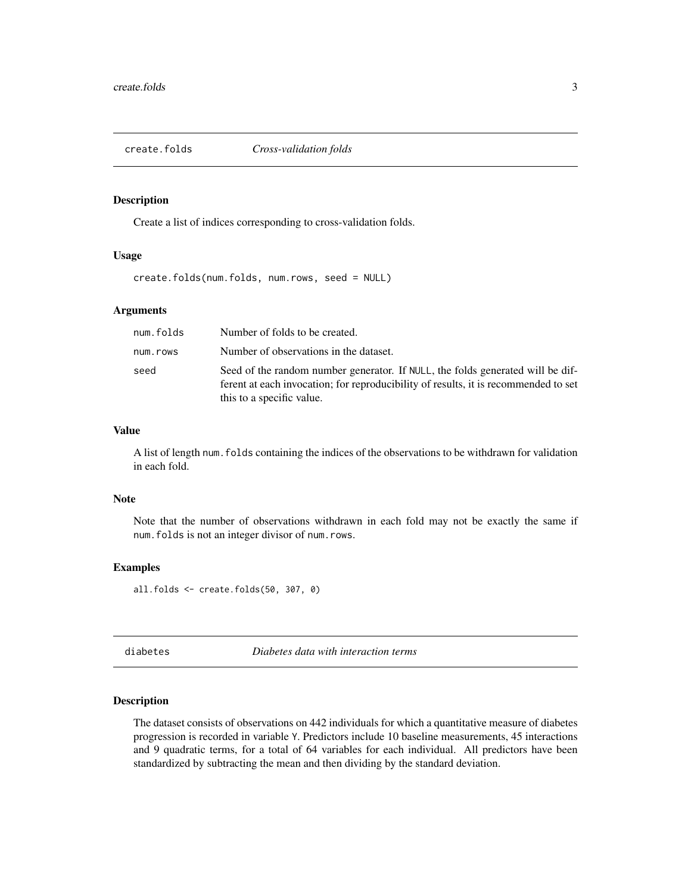## create.folds *Cross-validation folds*

### Description

Create a list of indices corresponding to cross-validation folds.

### Usage

```
create.folds(num.folds, num.rows, seed = NULL)
```

### Arguments

| | |
|---|---|
| num.folds | Number of folds to be created. |
| num.rows | Number of observations in the dataset. |
| seed | Seed of the random number generator. If NULL, the folds generated will be different at each invocation; for reproducibility of results, it is recommended to set this to a specific value. |

### Value

A list of length num.folds containing the indices of the observations to be withdrawn for validation in each fold.

### Note

Note that the number of observations withdrawn in each fold may not be exactly the same if num.folds is not an integer divisor of num.rows.

### Examples

```
all.folds <- create.folds(50, 307, 0)
```

## diabetes *Diabetes data with interaction terms*

### Description

The dataset consists of observations on 442 individuals for which a quantitative measure of diabetes progression is recorded in variable Y. Predictors include 10 baseline measurements, 45 interactions and 9 quadratic terms, for a total of 64 variables for each individual. All predictors have been standardized by subtracting the mean and then dividing by the standard deviation.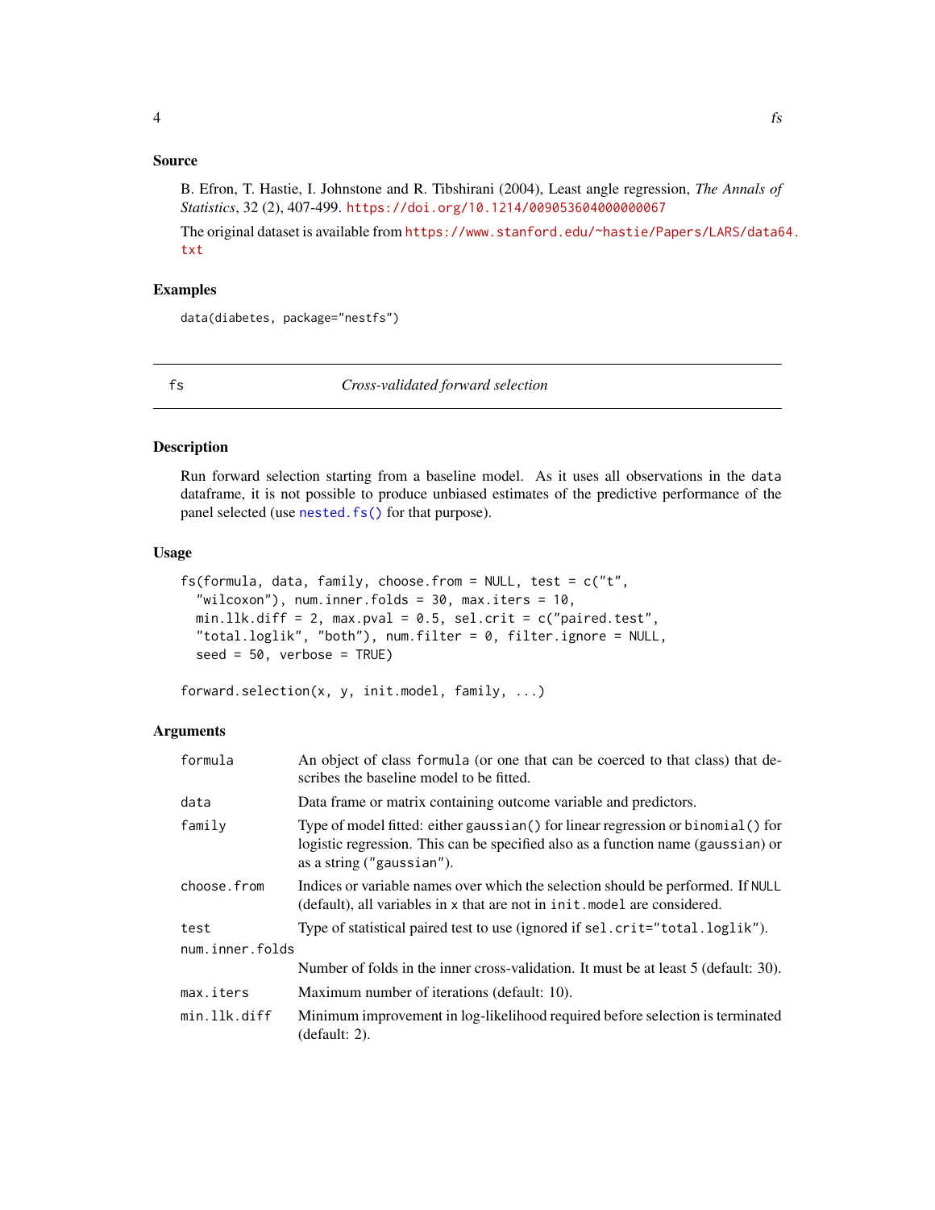## Source

B. Efron, T. Hastie, I. Johnstone and R. Tibshirani (2004), Least angle regression, *The Annals of Statistics*, 32 (2), 407-499. https://doi.org/10.1214/009053604000000067

The original dataset is available from https://www.stanford.edu/~hastie/Papers/LARS/data64.txt

## Examples

```
data(diabetes, package="nestfs")
```

---

# fs — *Cross-validated forward selection*

## Description

Run forward selection starting from a baseline model. As it uses all observations in the data dataframe, it is not possible to produce unbiased estimates of the predictive performance of the panel selected (use `nested.fs()` for that purpose).

## Usage

```
fs(formula, data, family, choose.from = NULL, test = c("t",
  "wilcoxon"), num.inner.folds = 30, max.iters = 10,
  min.llk.diff = 2, max.pval = 0.5, sel.crit = c("paired.test",
  "total.loglik", "both"), num.filter = 0, filter.ignore = NULL,
  seed = 50, verbose = TRUE)

forward.selection(x, y, init.model, family, ...)
```

## Arguments

| | |
|---|---|
| `formula` | An object of class `formula` (or one that can be coerced to that class) that describes the baseline model to be fitted. |
| `data` | Data frame or matrix containing outcome variable and predictors. |
| `family` | Type of model fitted: either `gaussian()` for linear regression or `binomial()` for logistic regression. This can be specified also as a function name (`gaussian`) or as a string (`"gaussian"`). |
| `choose.from` | Indices or variable names over which the selection should be performed. If `NULL` (default), all variables in `x` that are not in `init.model` are considered. |
| `test` | Type of statistical paired test to use (ignored if `sel.crit="total.loglik"`). |
| `num.inner.folds` | Number of folds in the inner cross-validation. It must be at least 5 (default: 30). |
| `max.iters` | Maximum number of iterations (default: 10). |
| `min.llk.diff` | Minimum improvement in log-likelihood required before selection is terminated (default: 2). |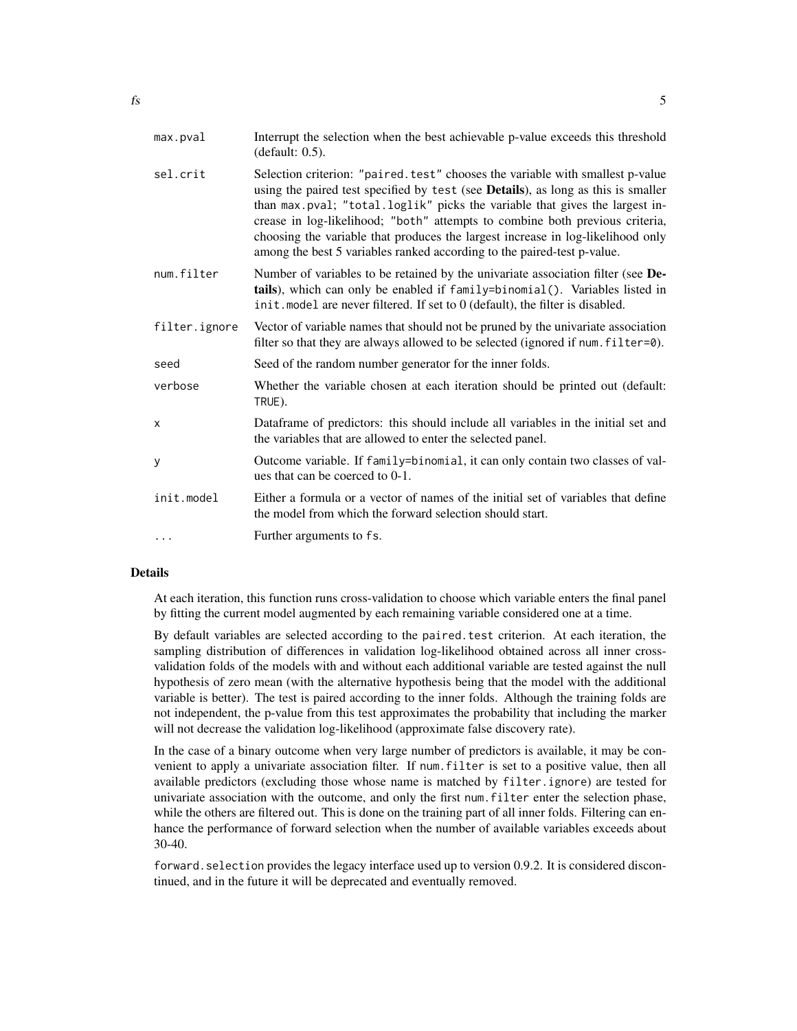| | |
|---|---|
| `max.pval` | Interrupt the selection when the best achievable p-value exceeds this threshold (default: 0.5). |
| `sel.crit` | Selection criterion: `"paired.test"` chooses the variable with smallest p-value using the paired test specified by `test` (see **Details**), as long as this is smaller than `max.pval`; `"total.loglik"` picks the variable that gives the largest increase in log-likelihood; `"both"` attempts to combine both previous criteria, choosing the variable that produces the largest increase in log-likelihood only among the best 5 variables ranked according to the paired-test p-value. |
| `num.filter` | Number of variables to be retained by the univariate association filter (see **Details**), which can only be enabled if `family=binomial()`. Variables listed in `init.model` are never filtered. If set to 0 (default), the filter is disabled. |
| `filter.ignore` | Vector of variable names that should not be pruned by the univariate association filter so that they are always allowed to be selected (ignored if `num.filter=0`). |
| `seed` | Seed of the random number generator for the inner folds. |
| `verbose` | Whether the variable chosen at each iteration should be printed out (default: `TRUE`). |
| `x` | Dataframe of predictors: this should include all variables in the initial set and the variables that are allowed to enter the selected panel. |
| `y` | Outcome variable. If `family=binomial`, it can only contain two classes of values that can be coerced to 0-1. |
| `init.model` | Either a formula or a vector of names of the initial set of variables that define the model from which the forward selection should start. |
| `...` | Further arguments to `fs`. |

## Details

At each iteration, this function runs cross-validation to choose which variable enters the final panel by fitting the current model augmented by each remaining variable considered one at a time.

By default variables are selected according to the `paired.test` criterion. At each iteration, the sampling distribution of differences in validation log-likelihood obtained across all inner cross-validation folds of the models with and without each additional variable are tested against the null hypothesis of zero mean (with the alternative hypothesis being that the model with the additional variable is better). The test is paired according to the inner folds. Although the training folds are not independent, the p-value from this test approximates the probability that including the marker will not decrease the validation log-likelihood (approximate false discovery rate).

In the case of a binary outcome when very large number of predictors is available, it may be convenient to apply a univariate association filter. If `num.filter` is set to a positive value, then all available predictors (excluding those whose name is matched by `filter.ignore`) are tested for univariate association with the outcome, and only the first `num.filter` enter the selection phase, while the others are filtered out. This is done on the training part of all inner folds. Filtering can enhance the performance of forward selection when the number of available variables exceeds about 30-40.

`forward.selection` provides the legacy interface used up to version 0.9.2. It is considered discontinued, and in the future it will be deprecated and eventually removed.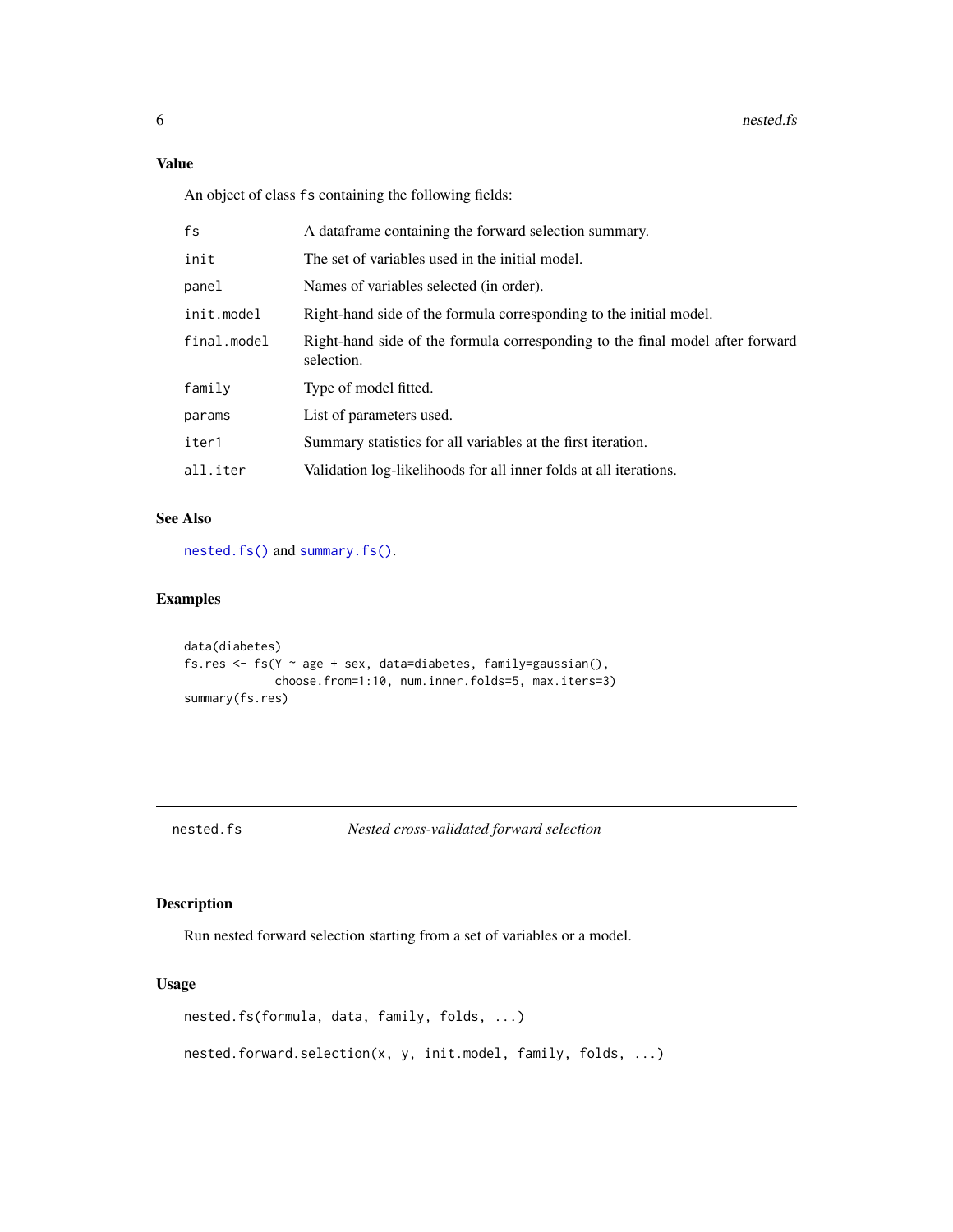## Value

An object of class `fs` containing the following fields:

| | |
|---|---|
| `fs` | A dataframe containing the forward selection summary. |
| `init` | The set of variables used in the initial model. |
| `panel` | Names of variables selected (in order). |
| `init.model` | Right-hand side of the formula corresponding to the initial model. |
| `final.model` | Right-hand side of the formula corresponding to the final model after forward selection. |
| `family` | Type of model fitted. |
| `params` | List of parameters used. |
| `iter1` | Summary statistics for all variables at the first iteration. |
| `all.iter` | Validation log-likelihoods for all inner folds at all iterations. |

## See Also

`nested.fs()` and `summary.fs()`.

## Examples

```
data(diabetes)
fs.res <- fs(Y ~ age + sex, data=diabetes, family=gaussian(),
             choose.from=1:10, num.inner.folds=5, max.iters=3)
summary(fs.res)
```

---

# nested.fs — *Nested cross-validated forward selection*

## Description

Run nested forward selection starting from a set of variables or a model.

## Usage

```
nested.fs(formula, data, family, folds, ...)

nested.forward.selection(x, y, init.model, family, folds, ...)
```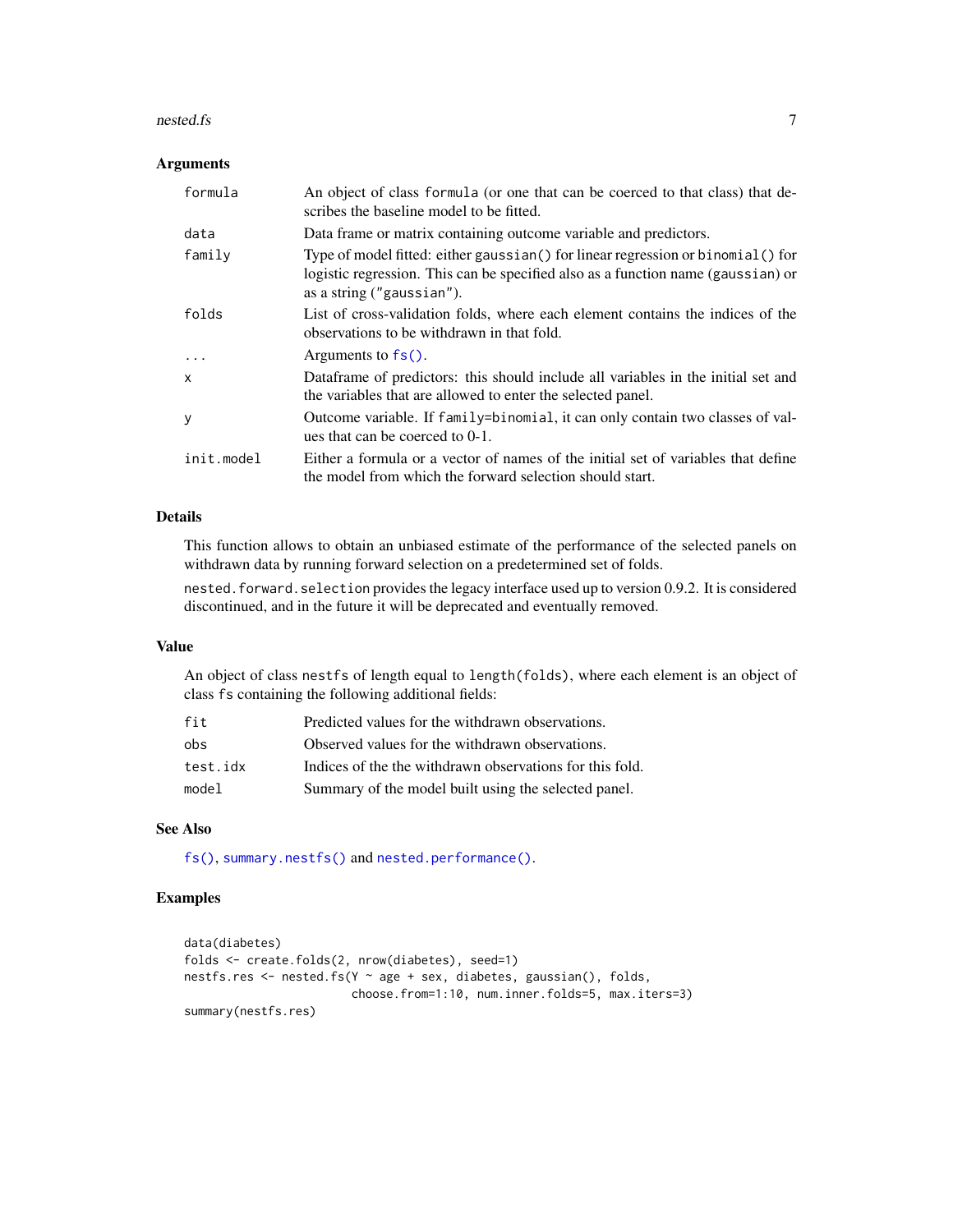### Arguments

| | |
|---|---|
| `formula` | An object of class `formula` (or one that can be coerced to that class) that describes the baseline model to be fitted. |
| `data` | Data frame or matrix containing outcome variable and predictors. |
| `family` | Type of model fitted: either `gaussian()` for linear regression or `binomial()` for logistic regression. This can be specified also as a function name (`gaussian`) or as a string (`"gaussian"`). |
| `folds` | List of cross-validation folds, where each element contains the indices of the observations to be withdrawn in that fold. |
| `...` | Arguments to `fs()`. |
| `x` | Dataframe of predictors: this should include all variables in the initial set and the variables that are allowed to enter the selected panel. |
| `y` | Outcome variable. If `family=binomial`, it can only contain two classes of values that can be coerced to 0-1. |
| `init.model` | Either a formula or a vector of names of the initial set of variables that define the model from which the forward selection should start. |

### Details

This function allows to obtain an unbiased estimate of the performance of the selected panels on withdrawn data by running forward selection on a predetermined set of folds.

`nested.forward.selection` provides the legacy interface used up to version 0.9.2. It is considered discontinued, and in the future it will be deprecated and eventually removed.

### Value

An object of class `nestfs` of length equal to `length(folds)`, where each element is an object of class `fs` containing the following additional fields:

| | |
|---|---|
| `fit` | Predicted values for the withdrawn observations. |
| `obs` | Observed values for the withdrawn observations. |
| `test.idx` | Indices of the the withdrawn observations for this fold. |
| `model` | Summary of the model built using the selected panel. |

### See Also

`fs()`, `summary.nestfs()` and `nested.performance()`.

### Examples

```
data(diabetes)
folds <- create.folds(2, nrow(diabetes), seed=1)
nestfs.res <- nested.fs(Y ~ age + sex, diabetes, gaussian(), folds,
                        choose.from=1:10, num.inner.folds=5, max.iters=3)
summary(nestfs.res)
```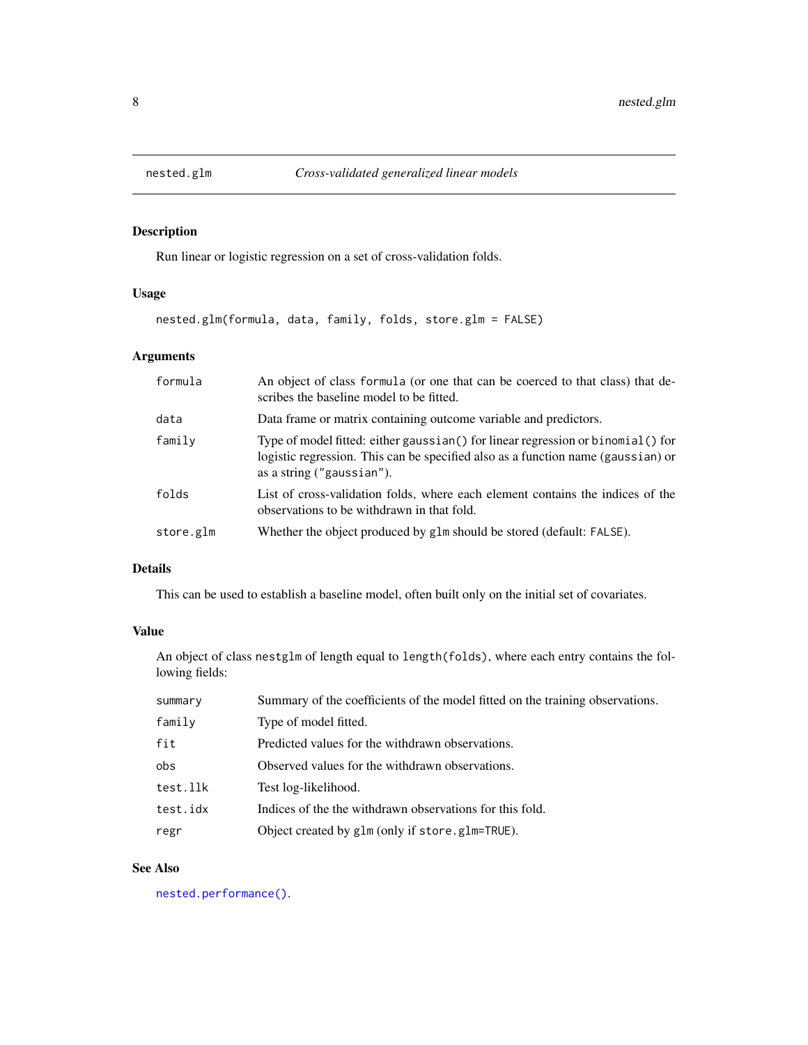## nested.glm *Cross-validated generalized linear models*

### Description

Run linear or logistic regression on a set of cross-validation folds.

### Usage

```
nested.glm(formula, data, family, folds, store.glm = FALSE)
```

### Arguments

| | |
|---|---|
| `formula` | An object of class `formula` (or one that can be coerced to that class) that describes the baseline model to be fitted. |
| `data` | Data frame or matrix containing outcome variable and predictors. |
| `family` | Type of model fitted: either `gaussian()` for linear regression or `binomial()` for logistic regression. This can be specified also as a function name (`gaussian`) or as a string (`"gaussian"`). |
| `folds` | List of cross-validation folds, where each element contains the indices of the observations to be withdrawn in that fold. |
| `store.glm` | Whether the object produced by `glm` should be stored (default: `FALSE`). |

### Details

This can be used to establish a baseline model, often built only on the initial set of covariates.

### Value

An object of class `nestglm` of length equal to `length(folds)`, where each entry contains the following fields:

| | |
|---|---|
| `summary` | Summary of the coefficients of the model fitted on the training observations. |
| `family` | Type of model fitted. |
| `fit` | Predicted values for the withdrawn observations. |
| `obs` | Observed values for the withdrawn observations. |
| `test.llk` | Test log-likelihood. |
| `test.idx` | Indices of the the withdrawn observations for this fold. |
| `regr` | Object created by `glm` (only if `store.glm=TRUE`). |

### See Also

`nested.performance()`.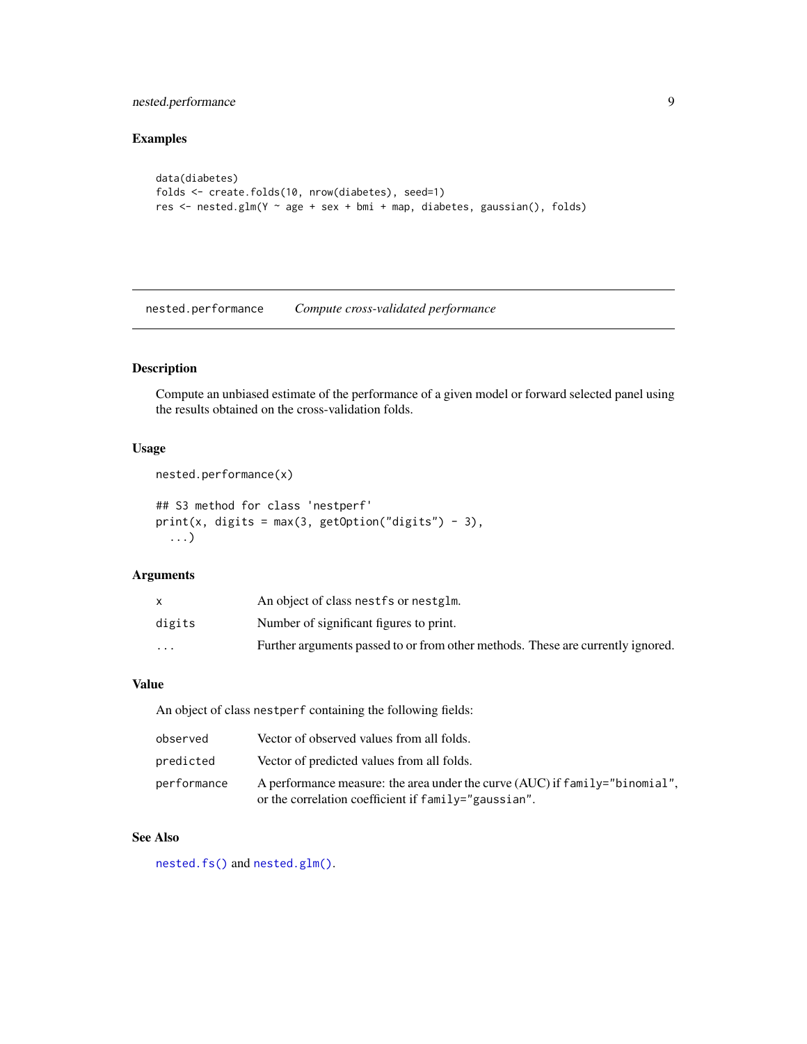## Examples

```
data(diabetes)
folds <- create.folds(10, nrow(diabetes), seed=1)
res <- nested.glm(Y ~ age + sex + bmi + map, diabetes, gaussian(), folds)
```

---

# nested.performance *Compute cross-validated performance*

---

## Description

Compute an unbiased estimate of the performance of a given model or forward selected panel using the results obtained on the cross-validation folds.

## Usage

```
nested.performance(x)

## S3 method for class 'nestperf'
print(x, digits = max(3, getOption("digits") - 3),
  ...)
```

## Arguments

| | |
|---|---|
| x | An object of class `nestfs` or `nestglm`. |
| digits | Number of significant figures to print. |
| ... | Further arguments passed to or from other methods. These are currently ignored. |

## Value

An object of class `nestperf` containing the following fields:

| | |
|---|---|
| observed | Vector of observed values from all folds. |
| predicted | Vector of predicted values from all folds. |
| performance | A performance measure: the area under the curve (AUC) if `family="binomial"`, or the correlation coefficient if `family="gaussian"`. |

## See Also

`nested.fs()` and `nested.glm()`.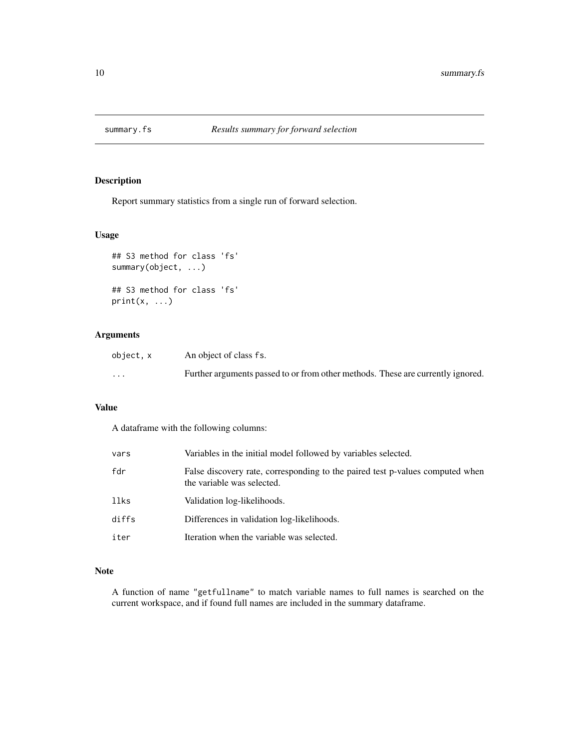## summary.fs *Results summary for forward selection*

### Description

Report summary statistics from a single run of forward selection.

### Usage

```
## S3 method for class 'fs'
summary(object, ...)

## S3 method for class 'fs'
print(x, ...)
```

### Arguments

| | |
|---|---|
| `object, x` | An object of class `fs`. |
| `...` | Further arguments passed to or from other methods. These are currently ignored. |

### Value

A dataframe with the following columns:

| | |
|---|---|
| `vars` | Variables in the initial model followed by variables selected. |
| `fdr` | False discovery rate, corresponding to the paired test p-values computed when the variable was selected. |
| `llks` | Validation log-likelihoods. |
| `diffs` | Differences in validation log-likelihoods. |
| `iter` | Iteration when the variable was selected. |

### Note

A function of name `"getfullname"` to match variable names to full names is searched on the current workspace, and if found full names are included in the summary dataframe.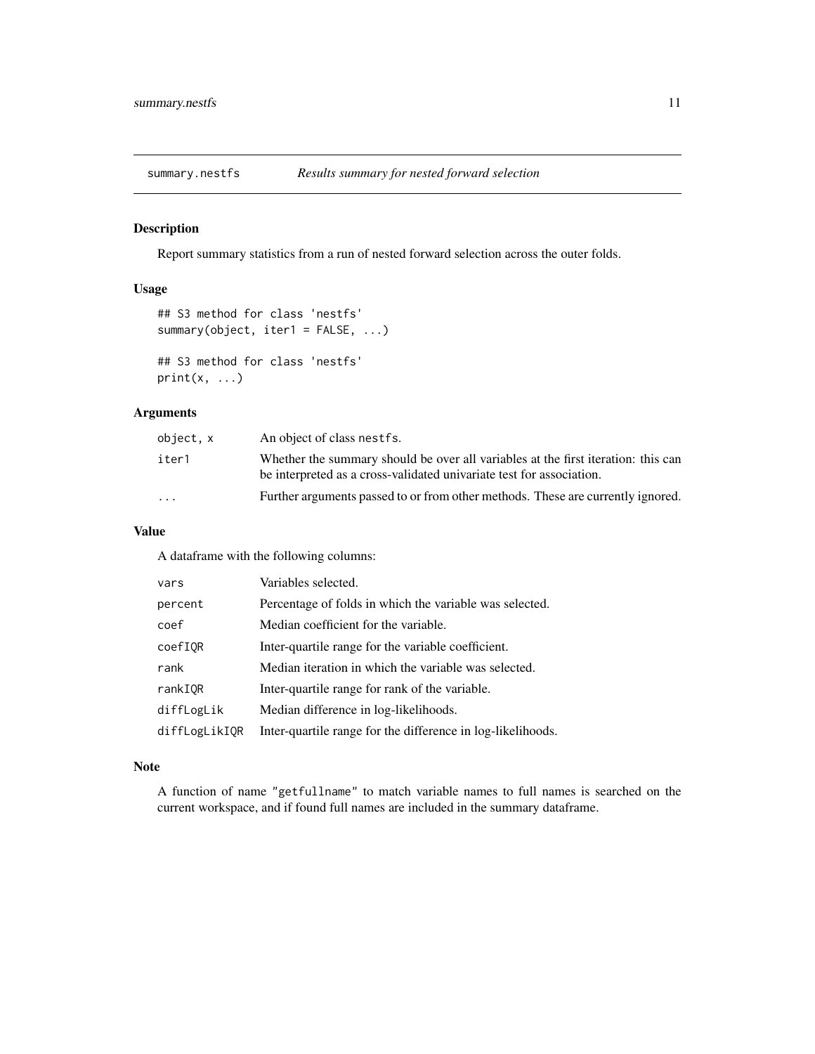## summary.nestfs — *Results summary for nested forward selection*

### Description

Report summary statistics from a run of nested forward selection across the outer folds.

### Usage

```
## S3 method for class 'nestfs'
summary(object, iter1 = FALSE, ...)

## S3 method for class 'nestfs'
print(x, ...)
```

### Arguments

| | |
|---|---|
| `object, x` | An object of class `nestfs`. |
| `iter1` | Whether the summary should be over all variables at the first iteration: this can be interpreted as a cross-validated univariate test for association. |
| `...` | Further arguments passed to or from other methods. These are currently ignored. |

### Value

A dataframe with the following columns:

| | |
|---|---|
| `vars` | Variables selected. |
| `percent` | Percentage of folds in which the variable was selected. |
| `coef` | Median coefficient for the variable. |
| `coefIQR` | Inter-quartile range for the variable coefficient. |
| `rank` | Median iteration in which the variable was selected. |
| `rankIQR` | Inter-quartile range for rank of the variable. |
| `diffLogLik` | Median difference in log-likelihoods. |
| `diffLogLikIQR` | Inter-quartile range for the difference in log-likelihoods. |

### Note

A function of name `"getfullname"` to match variable names to full names is searched on the current workspace, and if found full names are included in the summary dataframe.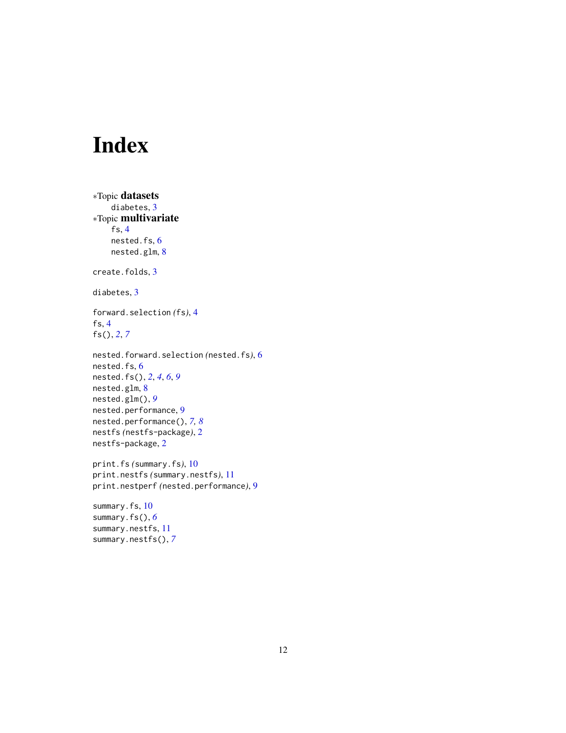# Index

∗Topic **datasets**

diabetes, 3

∗Topic **multivariate**

fs, 4

nested.fs, 6

nested.glm, 8

create.folds, 3

diabetes, 3

forward.selection *(*fs*)*, 4

fs, 4

fs(), *2*, *7*

nested.forward.selection *(*nested.fs*)*, 6

nested.fs, 6

nested.fs(), *2*, *4*, *6*, *9*

nested.glm, 8

nested.glm(), *9*

nested.performance, 9

nested.performance(), *7, 8*

nestfs *(*nestfs-package*)*, 2

nestfs-package, 2

print.fs *(*summary.fs*)*, 10

print.nestfs *(*summary.nestfs*)*, 11

print.nestperf *(*nested.performance*)*, 9

summary.fs, 10

summary.fs(), *6*

summary.nestfs, 11

summary.nestfs(), *7*